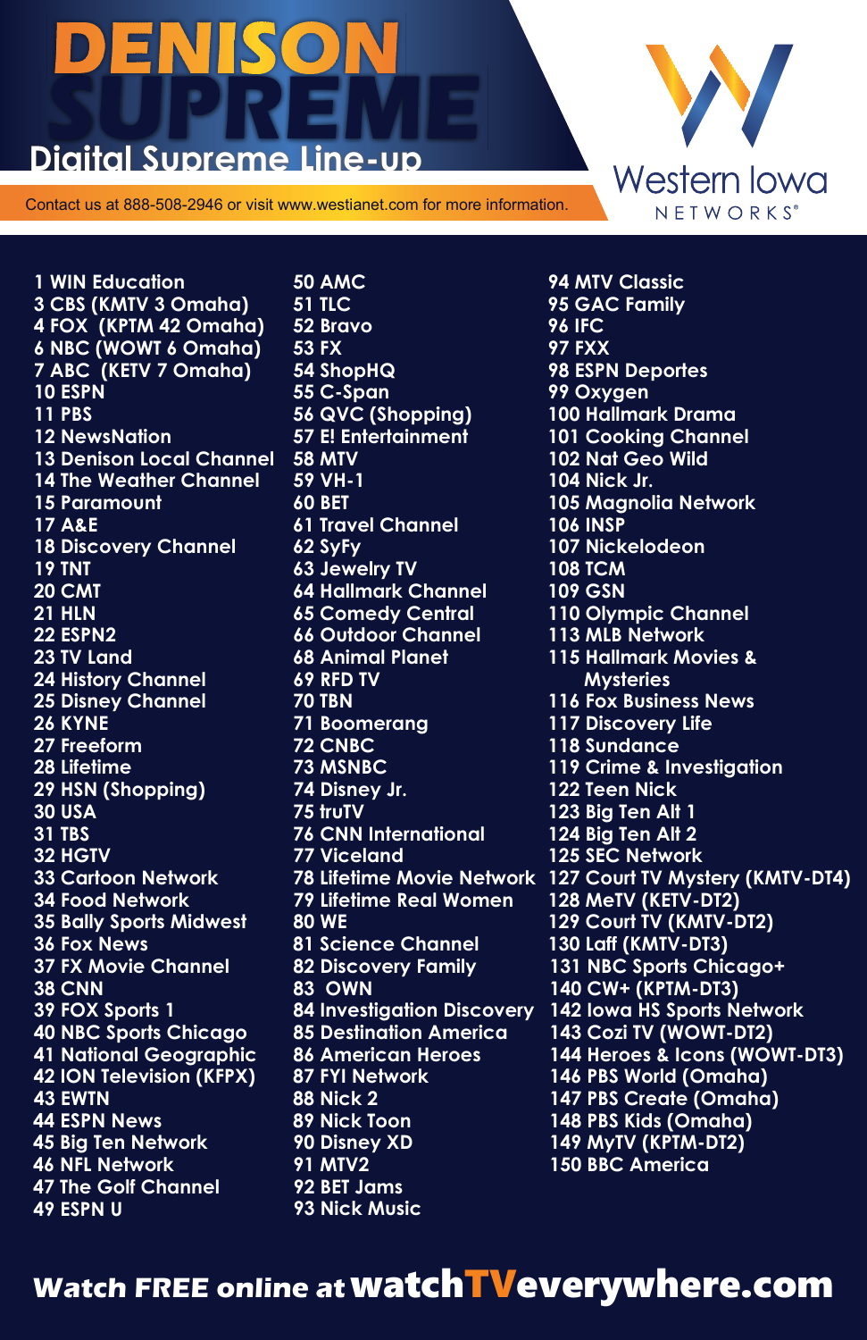# DENISON SUPREME

## Digital Supreme Line-up

Western Iowa NETWORKS®

Contact us at 888-508-2946 or visit www.westianet.com for more information.

1 WIN Education
3 CBS (KMTV 3 Omaha)
4 FOX (KPTM 42 Omaha)
6 NBC (WOWT 6 Omaha)
7 ABC (KETV 7 Omaha)
10 ESPN
11 PBS
12 NewsNation
13 Denison Local Channel
14 The Weather Channel
15 Paramount
17 A&E
18 Discovery Channel
19 TNT
20 CMT
21 HLN
22 ESPN2
23 TV Land
24 History Channel
25 Disney Channel
26 KYNE
27 Freeform
28 Lifetime
29 HSN (Shopping)
30 USA
31 TBS
32 HGTV
33 Cartoon Network
34 Food Network
35 Bally Sports Midwest
36 Fox News
37 FX Movie Channel
38 CNN
39 FOX Sports 1
40 NBC Sports Chicago
41 National Geographic
42 ION Television (KFPX)
43 EWTN
44 ESPN News
45 Big Ten Network
46 NFL Network
47 The Golf Channel
49 ESPN U
50 AMC
51 TLC
52 Bravo
53 FX
54 ShopHQ
55 C-Span
56 QVC (Shopping)
57 E! Entertainment
58 MTV
59 VH-1
60 BET
61 Travel Channel
62 SyFy
63 Jewelry TV
64 Hallmark Channel
65 Comedy Central
66 Outdoor Channel
68 Animal Planet
69 RFD TV
70 TBN
71 Boomerang
72 CNBC
73 MSNBC
74 Disney Jr.
75 truTV
76 CNN International
77 Viceland
78 Lifetime Movie Network
79 Lifetime Real Women
80 WE
81 Science Channel
82 Discovery Family
83 OWN
84 Investigation Discovery
85 Destination America
86 American Heroes
87 FYI Network
88 Nick 2
89 Nick Toon
90 Disney XD
91 MTV2
92 BET Jams
93 Nick Music
94 MTV Classic
95 GAC Family
96 IFC
97 FXX
98 ESPN Deportes
99 Oxygen
100 Hallmark Drama
101 Cooking Channel
102 Nat Geo Wild
104 Nick Jr.
105 Magnolia Network
106 INSP
107 Nickelodeon
108 TCM
109 GSN
110 Olympic Channel
113 MLB Network
115 Hallmark Movies & Mysteries
116 Fox Business News
117 Discovery Life
118 Sundance
119 Crime & Investigation
122 Teen Nick
123 Big Ten Alt 1
124 Big Ten Alt 2
125 SEC Network
127 Court TV Mystery (KMTV-DT4)
128 MeTV (KETV-DT2)
129 Court TV (KMTV-DT2)
130 Laff (KMTV-DT3)
131 NBC Sports Chicago+
140 CW+ (KPTM-DT3)
142 Iowa HS Sports Network
143 Cozi TV (WOWT-DT2)
144 Heroes & Icons (WOWT-DT3)
146 PBS World (Omaha)
147 PBS Create (Omaha)
148 PBS Kids (Omaha)
149 MyTV (KPTM-DT2)
150 BBC America

**Watch FREE online at watchTVeverywhere.com**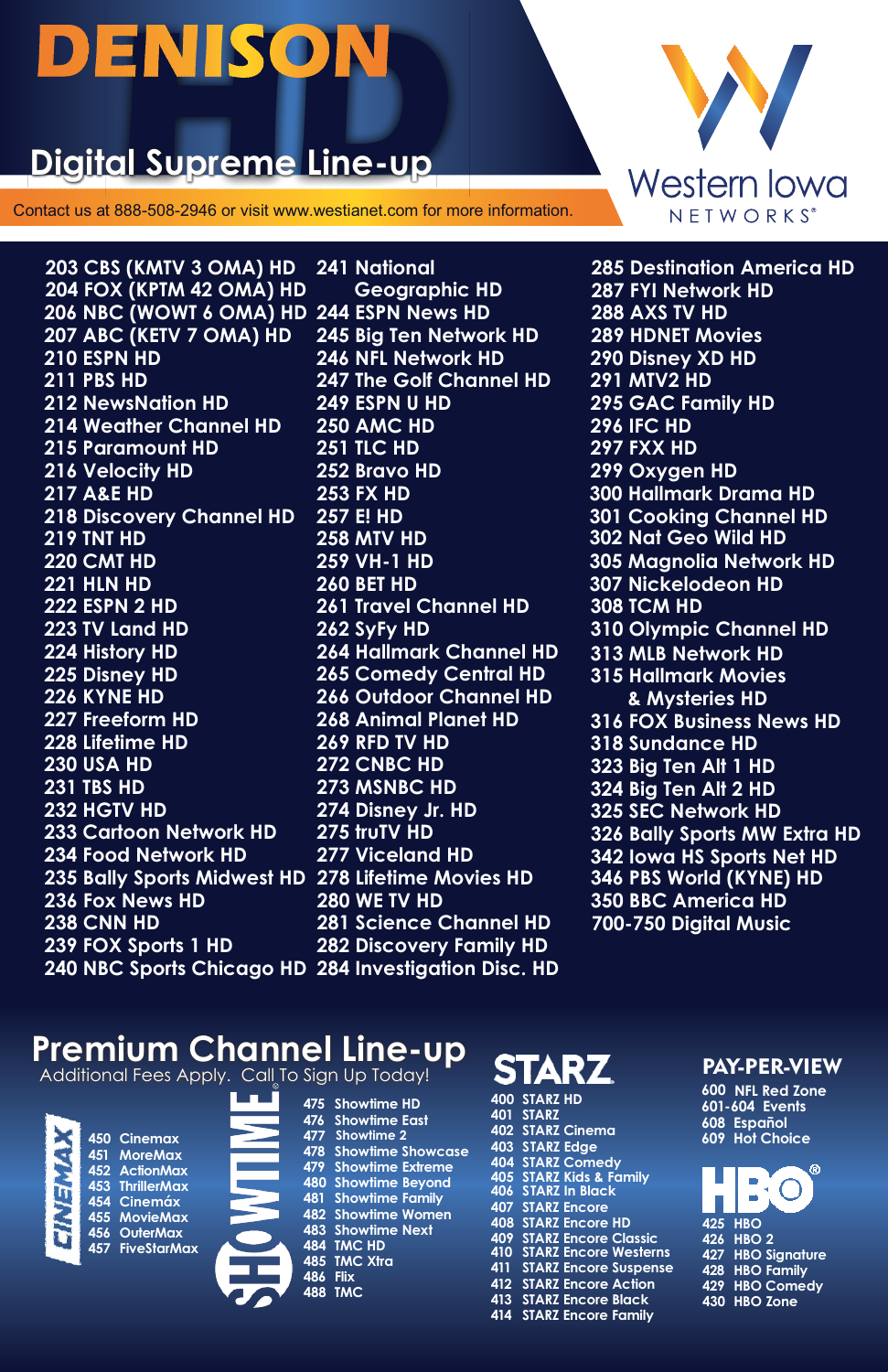# DENISON HD

## Digital Supreme Line-up

Contact us at 888-508-2946 or visit www.westianet.com for more information.

Western Iowa NETWORKS®

203 CBS (KMTV 3 OMA) HD
204 FOX (KPTM 42 OMA) HD
206 NBC (WOWT 6 OMA) HD
207 ABC (KETV 7 OMA) HD
210 ESPN HD
211 PBS HD
212 NewsNation HD
214 Weather Channel HD
215 Paramount HD
216 Velocity HD
217 A&E HD
218 Discovery Channel HD
219 TNT HD
220 CMT HD
221 HLN HD
222 ESPN 2 HD
223 TV Land HD
224 History HD
225 Disney HD
226 KYNE HD
227 Freeform HD
228 Lifetime HD
230 USA HD
231 TBS HD
232 HGTV HD
233 Cartoon Network HD
234 Food Network HD
235 Bally Sports Midwest HD
236 Fox News HD
238 CNN HD
239 FOX Sports 1 HD
240 NBC Sports Chicago HD
241 National Geographic HD
244 ESPN News HD
245 Big Ten Network HD
246 NFL Network HD
247 The Golf Channel HD
249 ESPN U HD
250 AMC HD
251 TLC HD
252 Bravo HD
253 FX HD
257 E! HD
258 MTV HD
259 VH-1 HD
260 BET HD
261 Travel Channel HD
262 SyFy HD
264 Hallmark Channel HD
265 Comedy Central HD
266 Outdoor Channel HD
268 Animal Planet HD
269 RFD TV HD
272 CNBC HD
273 MSNBC HD
274 Disney Jr. HD
275 truTV HD
277 Viceland HD
278 Lifetime Movies HD
280 WE TV HD
281 Science Channel HD
282 Discovery Family HD
284 Investigation Disc. HD
285 Destination America HD
287 FYI Network HD
288 AXS TV HD
289 HDNET Movies
290 Disney XD HD
291 MTV2 HD
295 GAC Family HD
296 IFC HD
297 FXX HD
299 Oxygen HD
300 Hallmark Drama HD
301 Cooking Channel HD
302 Nat Geo Wild HD
305 Magnolia Network HD
307 Nickelodeon HD
308 TCM HD
310 Olympic Channel HD
313 MLB Network HD
315 Hallmark Movies & Mysteries HD
316 FOX Business News HD
318 Sundance HD
323 Big Ten Alt 1 HD
324 Big Ten Alt 2 HD
325 SEC Network HD
326 Bally Sports MW Extra HD
342 Iowa HS Sports Net HD
346 PBS World (KYNE) HD
350 BBC America HD
700-750 Digital Music

## Premium Channel Line-up

Additional Fees Apply. Call To Sign Up Today!

### CINEMAX

450 Cinemax
451 MoreMax
452 ActionMax
453 ThrillerMax
454 Cinemáx
455 MovieMax
456 OuterMax
457 FiveStarMax

### SHOWTIME

475 Showtime HD
476 Showtime East
477 Showtime 2
478 Showtime Showcase
479 Showtime Extreme
480 Showtime Beyond
481 Showtime Family
482 Showtime Women
483 Showtime Next
484 TMC HD
485 TMC Xtra
486 Flix
488 TMC

### STARZ

400 STARZ HD
401 STARZ
402 STARZ Cinema
403 STARZ Edge
404 STARZ Comedy
405 STARZ Kids & Family
406 STARZ In Black
407 STARZ Encore
408 STARZ Encore HD
409 STARZ Encore Classic
410 STARZ Encore Westerns
411 STARZ Encore Suspense
412 STARZ Encore Action
413 STARZ Encore Black
414 STARZ Encore Family

### PAY-PER-VIEW

600 NFL Red Zone
601-604 Events
608 Español
609 Hot Choice

### HBO®

425 HBO
426 HBO 2
427 HBO Signature
428 HBO Family
429 HBO Comedy
430 HBO Zone